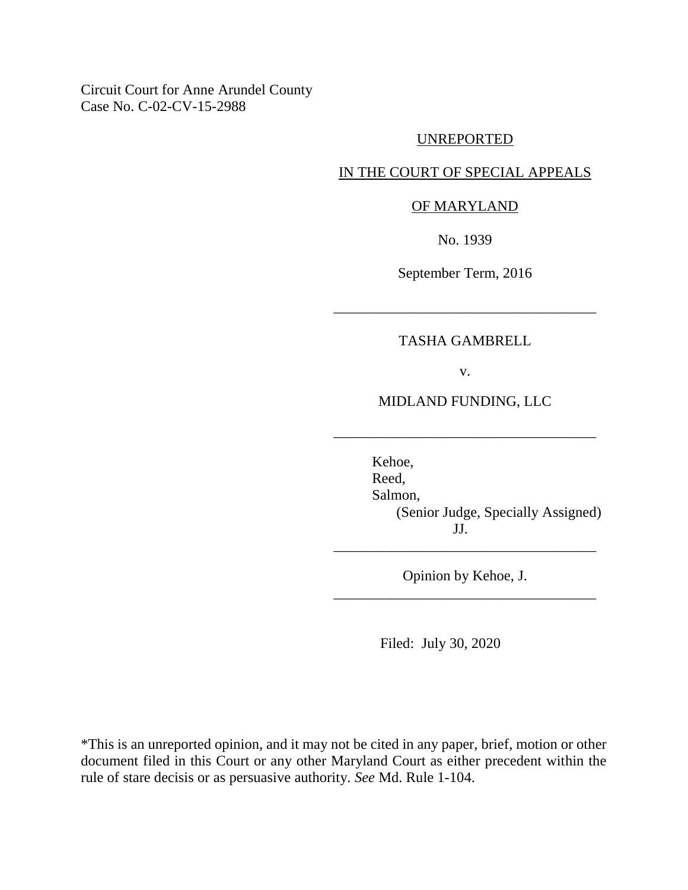Circuit Court for Anne Arundel County
Case No. C-02-CV-15-2988

UNREPORTED

IN THE COURT OF SPECIAL APPEALS

OF MARYLAND

No. 1939

September Term, 2016

---

TASHA GAMBRELL

v.

MIDLAND FUNDING, LLC

---

Kehoe,
Reed,
Salmon,
(Senior Judge, Specially Assigned)
JJ.

---

Opinion by Kehoe, J.

---

Filed: July 30, 2020

*This is an unreported opinion, and it may not be cited in any paper, brief, motion or other document filed in this Court or any other Maryland Court as either precedent within the rule of stare decisis or as persuasive authority. *See* Md. Rule 1-104.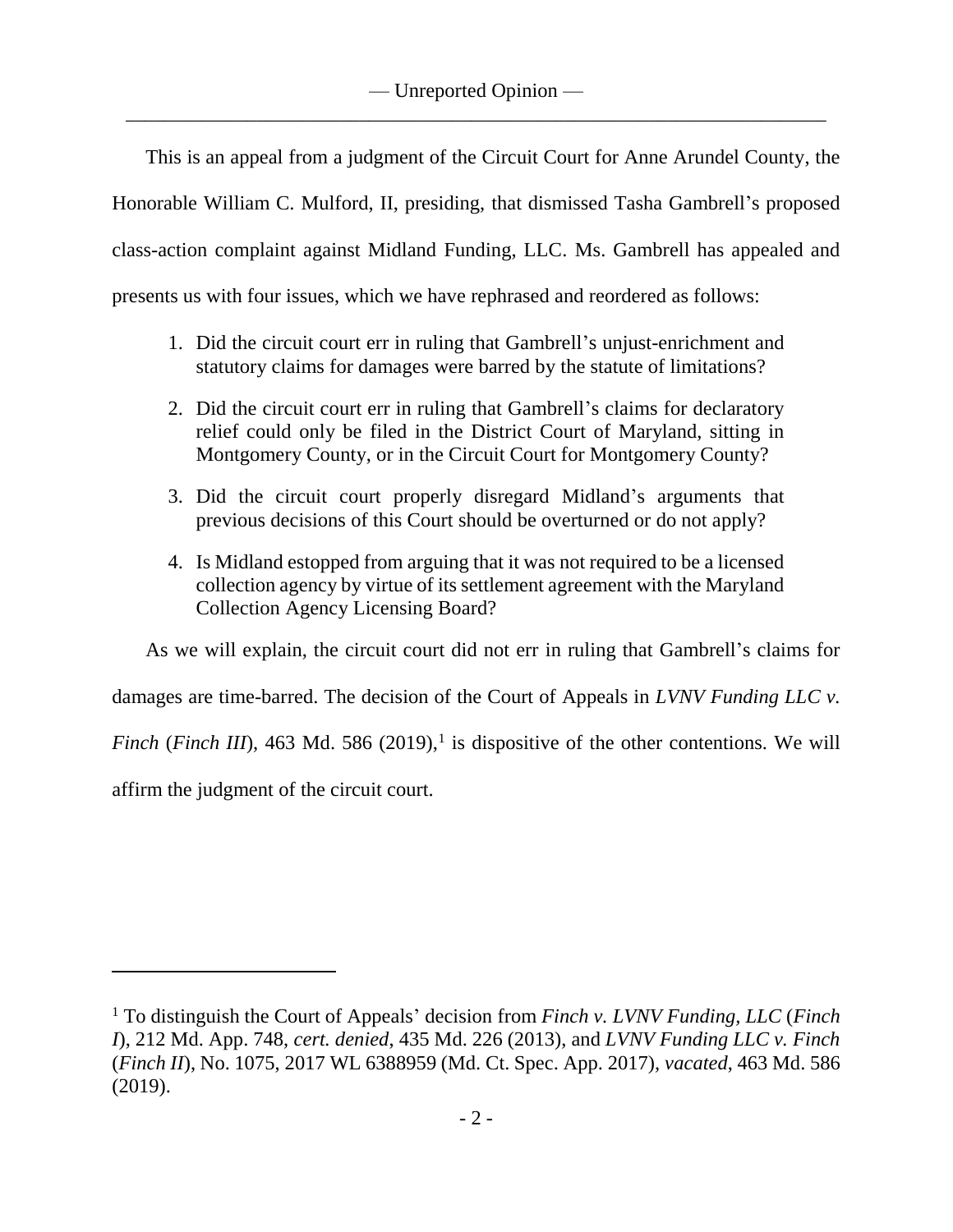This is an appeal from a judgment of the Circuit Court for Anne Arundel County, the Honorable William C. Mulford, II, presiding, that dismissed Tasha Gambrell's proposed class-action complaint against Midland Funding, LLC. Ms. Gambrell has appealed and presents us with four issues, which we have rephrased and reordered as follows:

1. Did the circuit court err in ruling that Gambrell's unjust-enrichment and statutory claims for damages were barred by the statute of limitations?
2. Did the circuit court err in ruling that Gambrell's claims for declaratory relief could only be filed in the District Court of Maryland, sitting in Montgomery County, or in the Circuit Court for Montgomery County?
3. Did the circuit court properly disregard Midland's arguments that previous decisions of this Court should be overturned or do not apply?
4. Is Midland estopped from arguing that it was not required to be a licensed collection agency by virtue of its settlement agreement with the Maryland Collection Agency Licensing Board?

As we will explain, the circuit court did not err in ruling that Gambrell's claims for damages are time-barred. The decision of the Court of Appeals in *LVNV Funding LLC v. Finch* (*Finch III*), 463 Md. 586 (2019),[1] is dispositive of the other contentions. We will affirm the judgment of the circuit court.

---

[1] To distinguish the Court of Appeals' decision from *Finch v. LVNV Funding, LLC* (*Finch I*), 212 Md. App. 748, *cert. denied*, 435 Md. 226 (2013), and *LVNV Funding LLC v. Finch* (*Finch II*), No. 1075, 2017 WL 6388959 (Md. Ct. Spec. App. 2017), *vacated*, 463 Md. 586 (2019).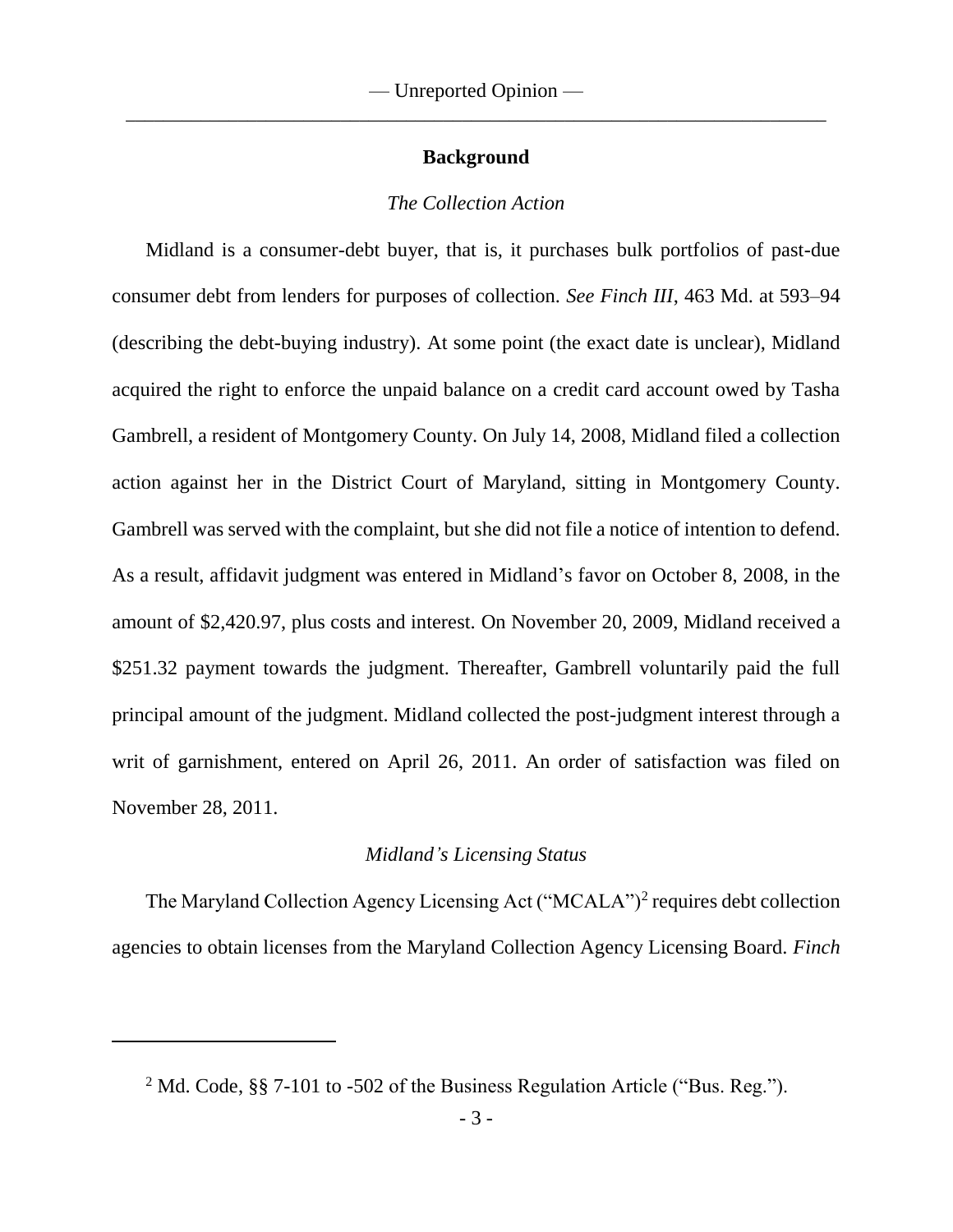## Background

*The Collection Action*

Midland is a consumer-debt buyer, that is, it purchases bulk portfolios of past-due consumer debt from lenders for purposes of collection. *See Finch III*, 463 Md. at 593–94 (describing the debt-buying industry). At some point (the exact date is unclear), Midland acquired the right to enforce the unpaid balance on a credit card account owed by Tasha Gambrell, a resident of Montgomery County. On July 14, 2008, Midland filed a collection action against her in the District Court of Maryland, sitting in Montgomery County. Gambrell was served with the complaint, but she did not file a notice of intention to defend. As a result, affidavit judgment was entered in Midland's favor on October 8, 2008, in the amount of $2,420.97, plus costs and interest. On November 20, 2009, Midland received a $251.32 payment towards the judgment. Thereafter, Gambrell voluntarily paid the full principal amount of the judgment. Midland collected the post-judgment interest through a writ of garnishment, entered on April 26, 2011. An order of satisfaction was filed on November 28, 2011.

*Midland's Licensing Status*

The Maryland Collection Agency Licensing Act ("MCALA")[2] requires debt collection agencies to obtain licenses from the Maryland Collection Agency Licensing Board. *Finch*

---

[2] Md. Code, §§ 7-101 to -502 of the Business Regulation Article ("Bus. Reg.").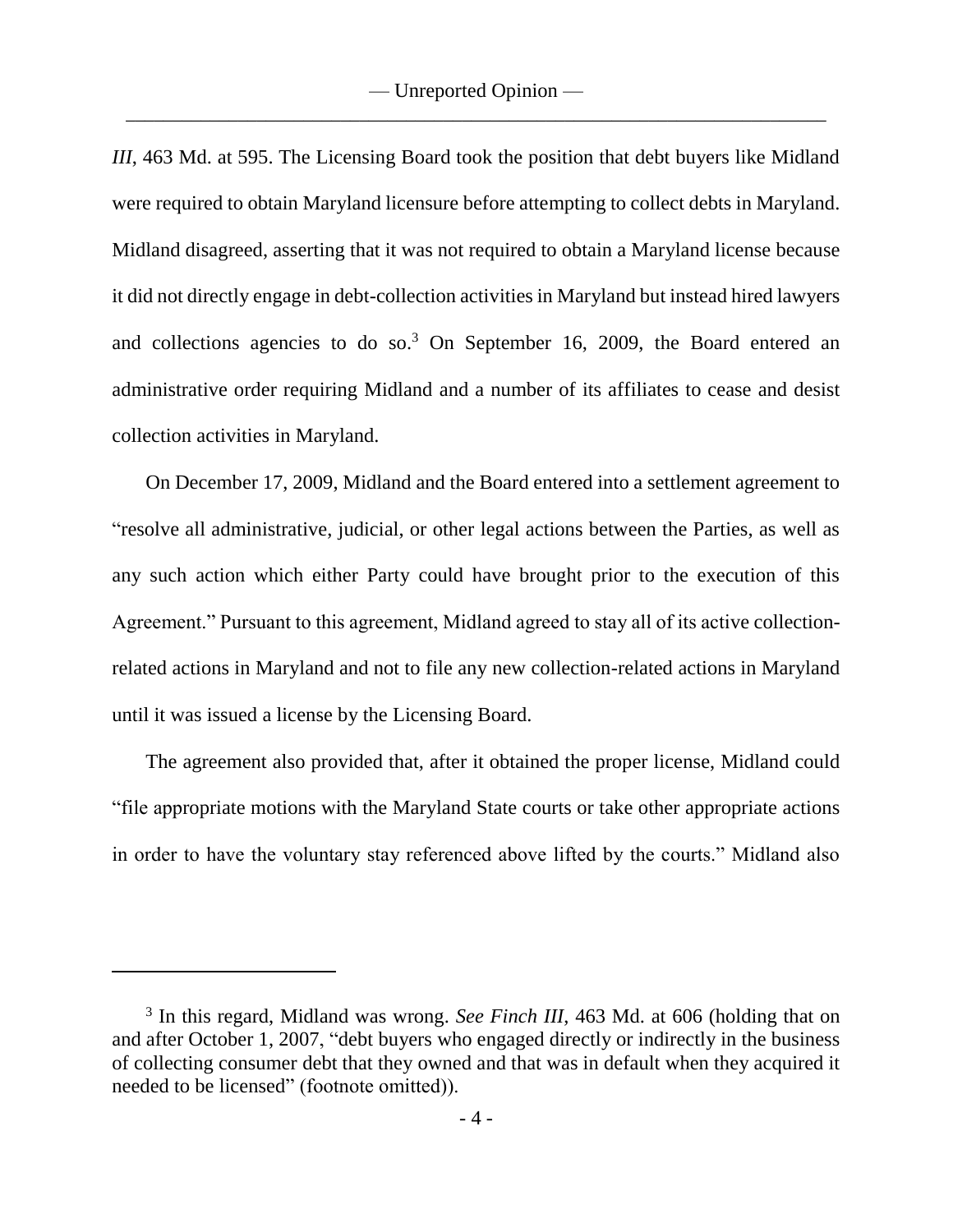*III*, 463 Md. at 595. The Licensing Board took the position that debt buyers like Midland were required to obtain Maryland licensure before attempting to collect debts in Maryland. Midland disagreed, asserting that it was not required to obtain a Maryland license because it did not directly engage in debt-collection activities in Maryland but instead hired lawyers and collections agencies to do so.[3] On September 16, 2009, the Board entered an administrative order requiring Midland and a number of its affiliates to cease and desist collection activities in Maryland.

On December 17, 2009, Midland and the Board entered into a settlement agreement to "resolve all administrative, judicial, or other legal actions between the Parties, as well as any such action which either Party could have brought prior to the execution of this Agreement." Pursuant to this agreement, Midland agreed to stay all of its active collection-related actions in Maryland and not to file any new collection-related actions in Maryland until it was issued a license by the Licensing Board.

The agreement also provided that, after it obtained the proper license, Midland could "file appropriate motions with the Maryland State courts or take other appropriate actions in order to have the voluntary stay referenced above lifted by the courts." Midland also

---

[3] In this regard, Midland was wrong. *See Finch III*, 463 Md. at 606 (holding that on and after October 1, 2007, "debt buyers who engaged directly or indirectly in the business of collecting consumer debt that they owned and that was in default when they acquired it needed to be licensed" (footnote omitted)).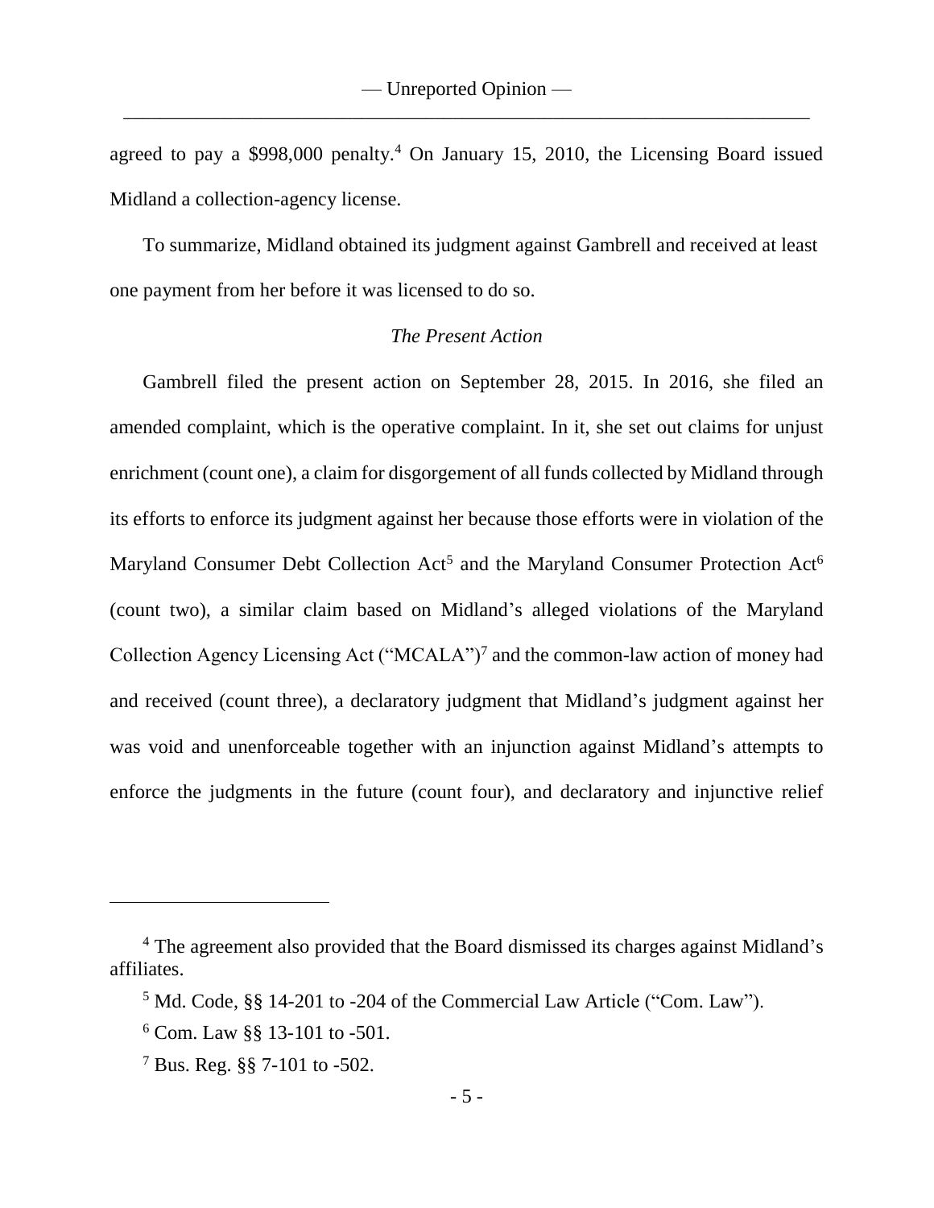agreed to pay a $998,000 penalty.[4] On January 15, 2010, the Licensing Board issued Midland a collection-agency license.

To summarize, Midland obtained its judgment against Gambrell and received at least one payment from her before it was licensed to do so.

*The Present Action*

Gambrell filed the present action on September 28, 2015. In 2016, she filed an amended complaint, which is the operative complaint. In it, she set out claims for unjust enrichment (count one), a claim for disgorgement of all funds collected by Midland through its efforts to enforce its judgment against her because those efforts were in violation of the Maryland Consumer Debt Collection Act[5] and the Maryland Consumer Protection Act[6] (count two), a similar claim based on Midland's alleged violations of the Maryland Collection Agency Licensing Act ("MCALA")[7] and the common-law action of money had and received (count three), a declaratory judgment that Midland's judgment against her was void and unenforceable together with an injunction against Midland's attempts to enforce the judgments in the future (count four), and declaratory and injunctive relief

---

[4] The agreement also provided that the Board dismissed its charges against Midland's affiliates.

[5] Md. Code, §§ 14-201 to -204 of the Commercial Law Article ("Com. Law").

[6] Com. Law §§ 13-101 to -501.

[7] Bus. Reg. §§ 7-101 to -502.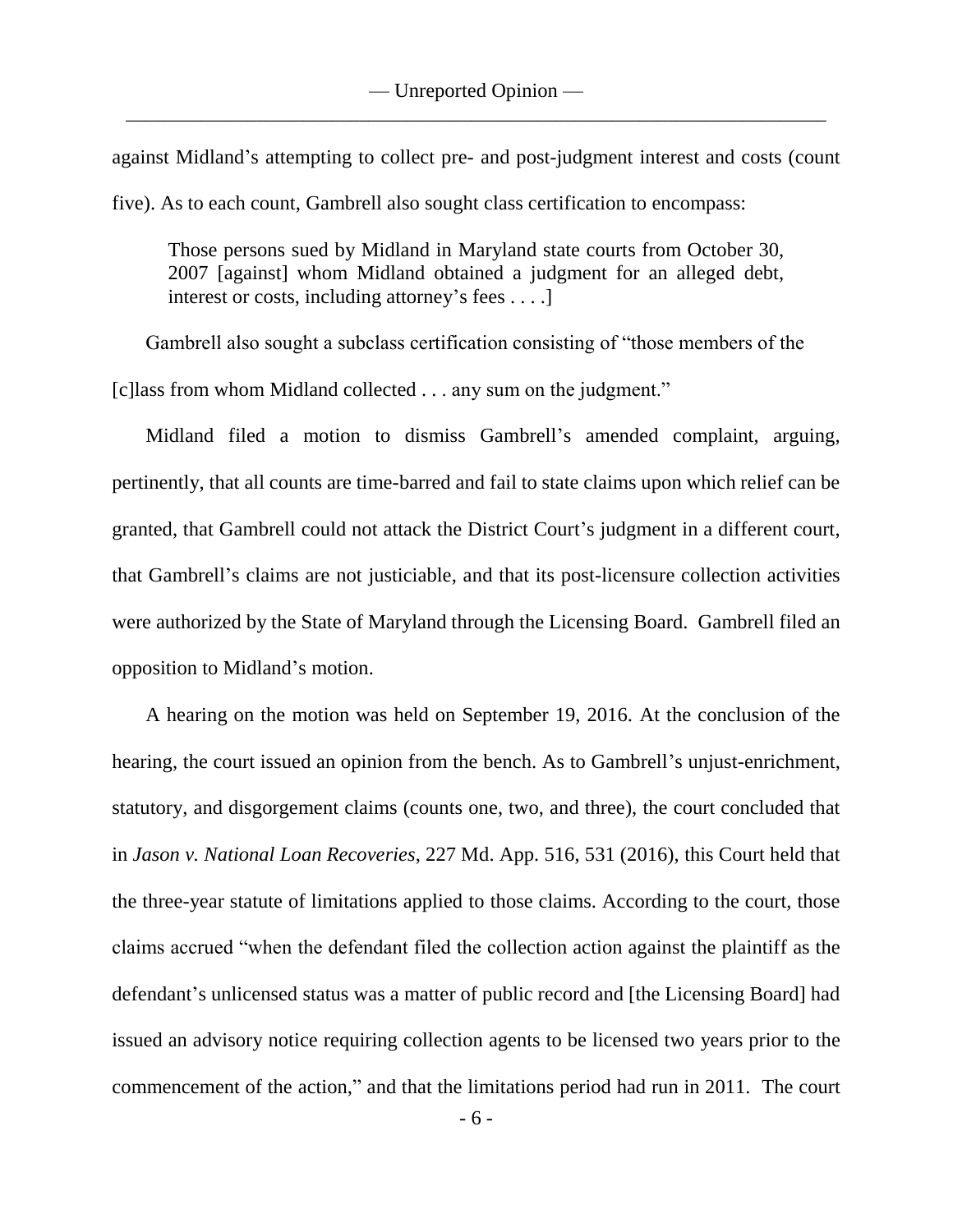against Midland's attempting to collect pre- and post-judgment interest and costs (count five). As to each count, Gambrell also sought class certification to encompass:

> Those persons sued by Midland in Maryland state courts from October 30, 2007 [against] whom Midland obtained a judgment for an alleged debt, interest or costs, including attorney's fees . . . .]

Gambrell also sought a subclass certification consisting of "those members of the [c]lass from whom Midland collected . . . any sum on the judgment."

Midland filed a motion to dismiss Gambrell's amended complaint, arguing, pertinently, that all counts are time-barred and fail to state claims upon which relief can be granted, that Gambrell could not attack the District Court's judgment in a different court, that Gambrell's claims are not justiciable, and that its post-licensure collection activities were authorized by the State of Maryland through the Licensing Board. Gambrell filed an opposition to Midland's motion.

A hearing on the motion was held on September 19, 2016. At the conclusion of the hearing, the court issued an opinion from the bench. As to Gambrell's unjust-enrichment, statutory, and disgorgement claims (counts one, two, and three), the court concluded that in *Jason v. National Loan Recoveries*, 227 Md. App. 516, 531 (2016), this Court held that the three-year statute of limitations applied to those claims. According to the court, those claims accrued "when the defendant filed the collection action against the plaintiff as the defendant's unlicensed status was a matter of public record and [the Licensing Board] had issued an advisory notice requiring collection agents to be licensed two years prior to the commencement of the action," and that the limitations period had run in 2011. The court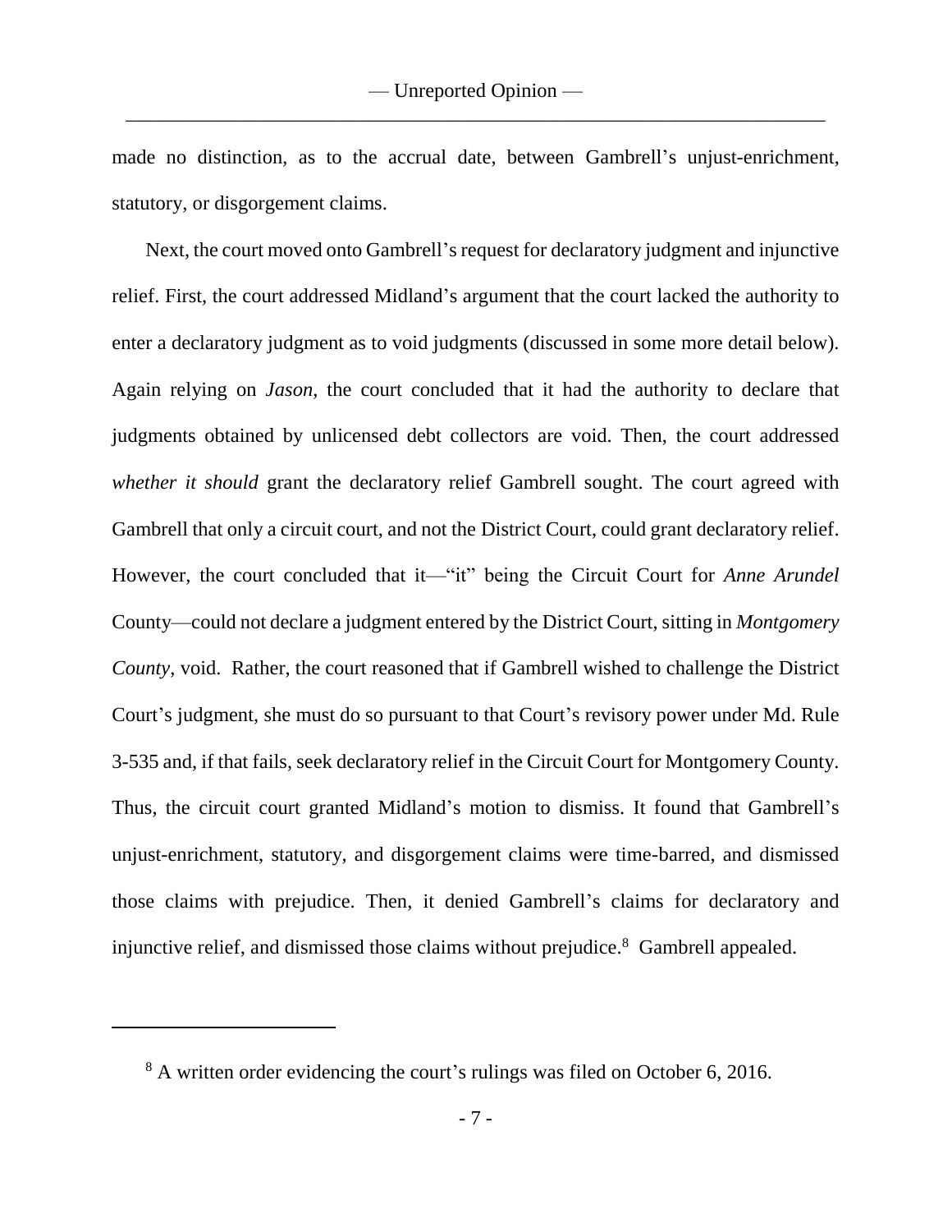made no distinction, as to the accrual date, between Gambrell's unjust-enrichment, statutory, or disgorgement claims.

Next, the court moved onto Gambrell's request for declaratory judgment and injunctive relief. First, the court addressed Midland's argument that the court lacked the authority to enter a declaratory judgment as to void judgments (discussed in some more detail below). Again relying on *Jason*, the court concluded that it had the authority to declare that judgments obtained by unlicensed debt collectors are void. Then, the court addressed *whether it should* grant the declaratory relief Gambrell sought. The court agreed with Gambrell that only a circuit court, and not the District Court, could grant declaratory relief. However, the court concluded that it—"it" being the Circuit Court for *Anne Arundel* County—could not declare a judgment entered by the District Court, sitting in *Montgomery County*, void. Rather, the court reasoned that if Gambrell wished to challenge the District Court's judgment, she must do so pursuant to that Court's revisory power under Md. Rule 3-535 and, if that fails, seek declaratory relief in the Circuit Court for Montgomery County. Thus, the circuit court granted Midland's motion to dismiss. It found that Gambrell's unjust-enrichment, statutory, and disgorgement claims were time-barred, and dismissed those claims with prejudice. Then, it denied Gambrell's claims for declaratory and injunctive relief, and dismissed those claims without prejudice.[8] Gambrell appealed.

---

[8] A written order evidencing the court's rulings was filed on October 6, 2016.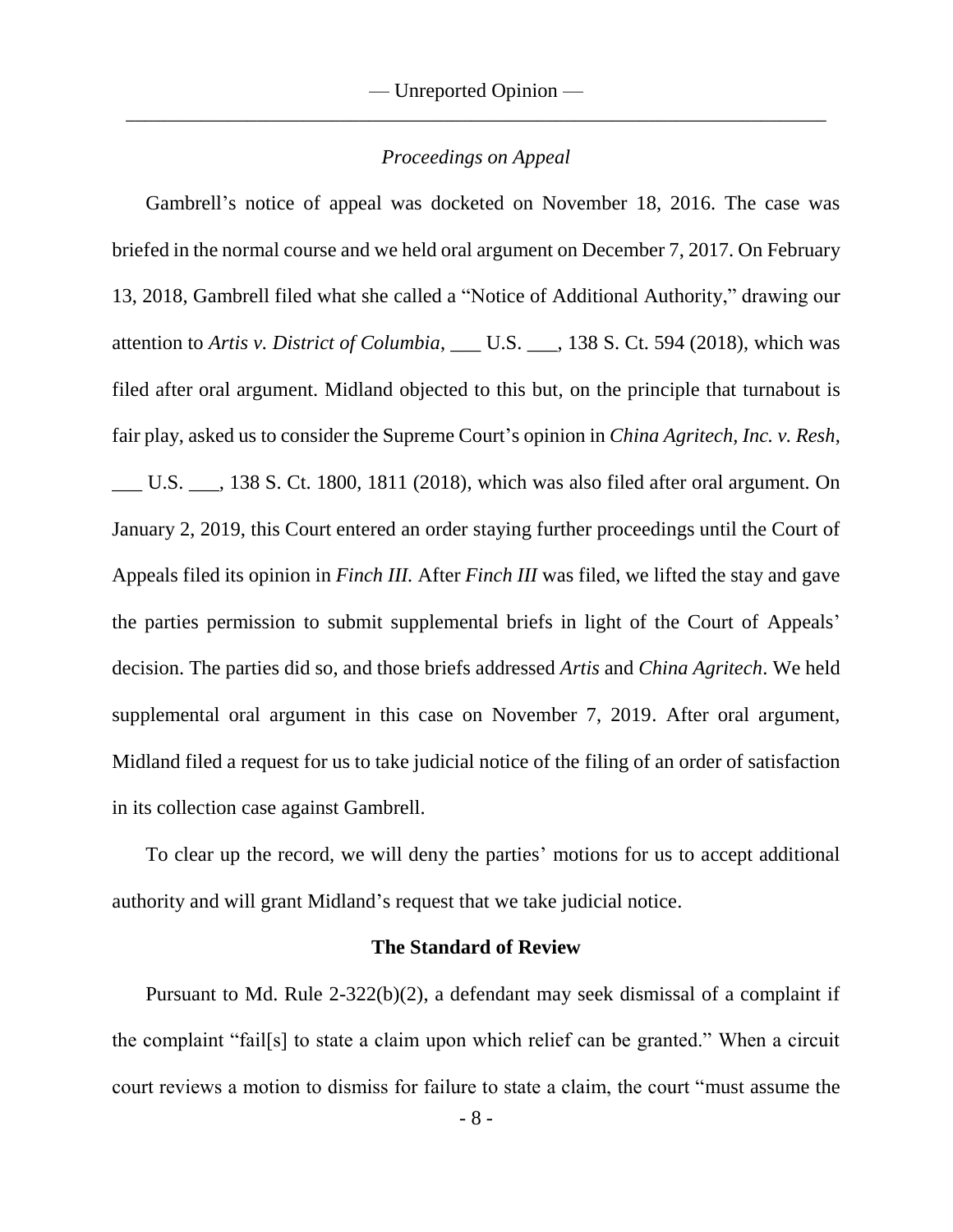*Proceedings on Appeal*

Gambrell's notice of appeal was docketed on November 18, 2016. The case was briefed in the normal course and we held oral argument on December 7, 2017. On February 13, 2018, Gambrell filed what she called a "Notice of Additional Authority," drawing our attention to *Artis v. District of Columbia*, ___ U.S. ___, 138 S. Ct. 594 (2018), which was filed after oral argument. Midland objected to this but, on the principle that turnabout is fair play, asked us to consider the Supreme Court's opinion in *China Agritech, Inc. v. Resh*, ___ U.S. ___, 138 S. Ct. 1800, 1811 (2018), which was also filed after oral argument. On January 2, 2019, this Court entered an order staying further proceedings until the Court of Appeals filed its opinion in *Finch III.* After *Finch III* was filed, we lifted the stay and gave the parties permission to submit supplemental briefs in light of the Court of Appeals' decision. The parties did so, and those briefs addressed *Artis* and *China Agritech*. We held supplemental oral argument in this case on November 7, 2019. After oral argument, Midland filed a request for us to take judicial notice of the filing of an order of satisfaction in its collection case against Gambrell.

To clear up the record, we will deny the parties' motions for us to accept additional authority and will grant Midland's request that we take judicial notice.

**The Standard of Review**

Pursuant to Md. Rule 2-322(b)(2), a defendant may seek dismissal of a complaint if the complaint "fail[s] to state a claim upon which relief can be granted." When a circuit court reviews a motion to dismiss for failure to state a claim, the court "must assume the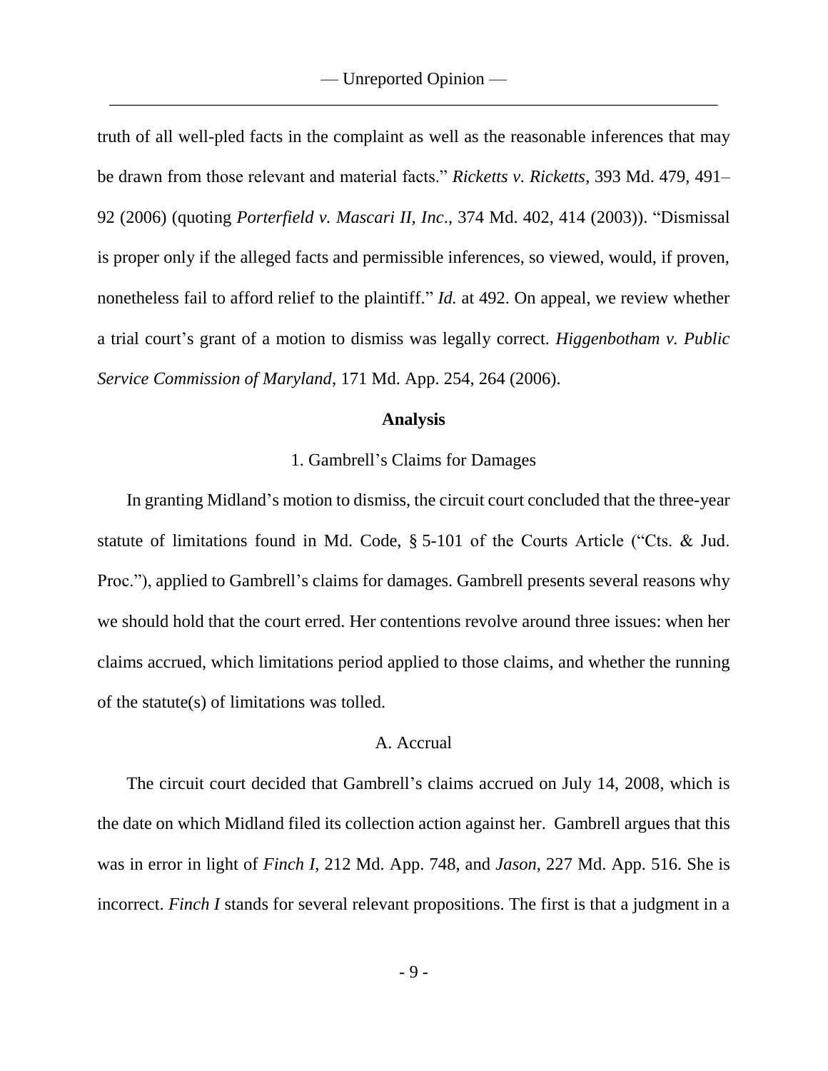truth of all well-pled facts in the complaint as well as the reasonable inferences that may be drawn from those relevant and material facts." *Ricketts v. Ricketts*, 393 Md. 479, 491–92 (2006) (quoting *Porterfield v. Mascari II, Inc*., 374 Md. 402, 414 (2003)). "Dismissal is proper only if the alleged facts and permissible inferences, so viewed, would, if proven, nonetheless fail to afford relief to the plaintiff." *Id.* at 492. On appeal, we review whether a trial court's grant of a motion to dismiss was legally correct. *Higgenbotham v. Public Service Commission of Maryland*, 171 Md. App. 254, 264 (2006).

**Analysis**

1. Gambrell's Claims for Damages

In granting Midland's motion to dismiss, the circuit court concluded that the three-year statute of limitations found in Md. Code, § 5-101 of the Courts Article ("Cts. & Jud. Proc."), applied to Gambrell's claims for damages. Gambrell presents several reasons why we should hold that the court erred. Her contentions revolve around three issues: when her claims accrued, which limitations period applied to those claims, and whether the running of the statute(s) of limitations was tolled.

A. Accrual

The circuit court decided that Gambrell's claims accrued on July 14, 2008, which is the date on which Midland filed its collection action against her. Gambrell argues that this was in error in light of *Finch I*, 212 Md. App. 748, and *Jason*, 227 Md. App. 516. She is incorrect. *Finch I* stands for several relevant propositions. The first is that a judgment in a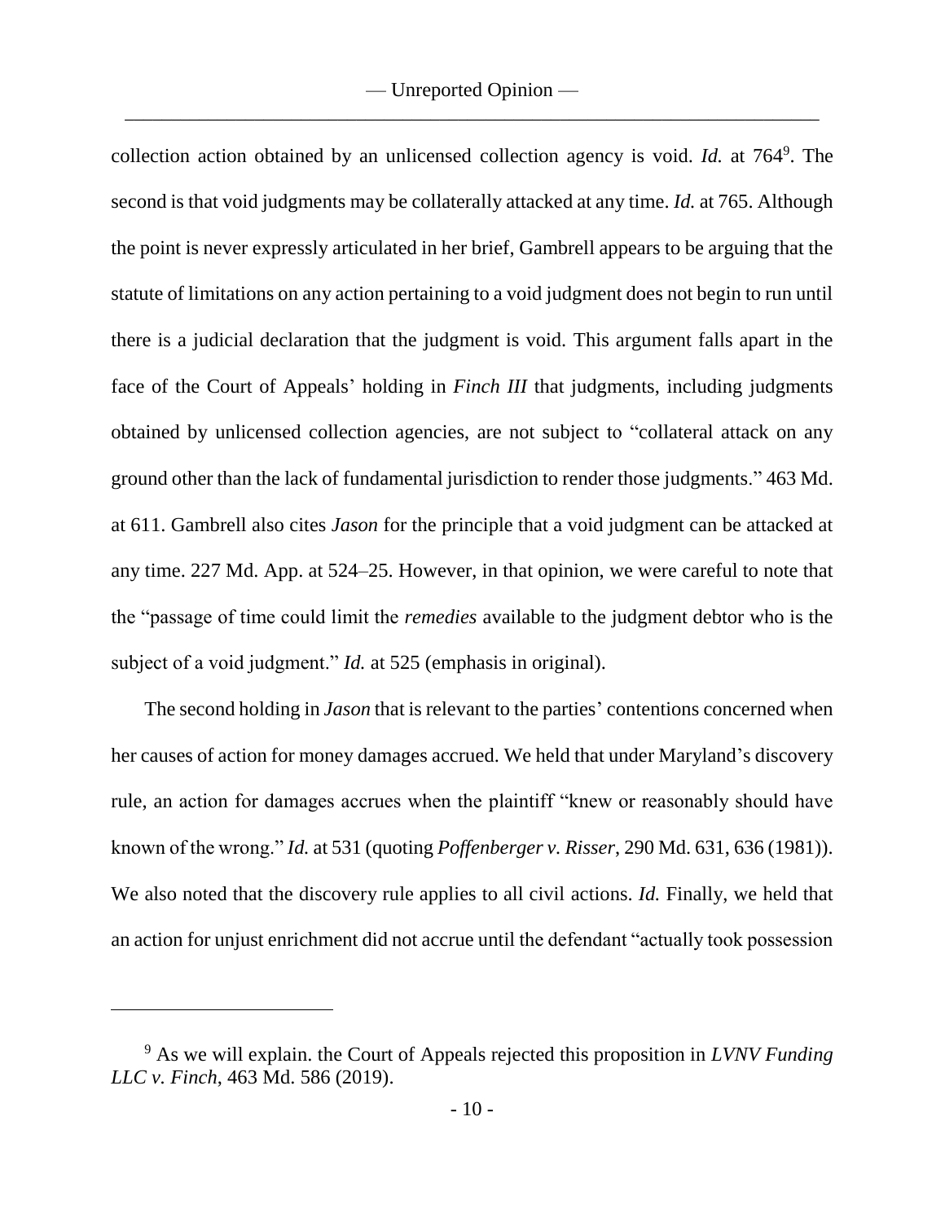collection action obtained by an unlicensed collection agency is void. *Id.* at 764[9]. The second is that void judgments may be collaterally attacked at any time. *Id.* at 765. Although the point is never expressly articulated in her brief, Gambrell appears to be arguing that the statute of limitations on any action pertaining to a void judgment does not begin to run until there is a judicial declaration that the judgment is void. This argument falls apart in the face of the Court of Appeals' holding in *Finch III* that judgments, including judgments obtained by unlicensed collection agencies, are not subject to "collateral attack on any ground other than the lack of fundamental jurisdiction to render those judgments." 463 Md. at 611. Gambrell also cites *Jason* for the principle that a void judgment can be attacked at any time. 227 Md. App. at 524–25. However, in that opinion, we were careful to note that the "passage of time could limit the *remedies* available to the judgment debtor who is the subject of a void judgment." *Id.* at 525 (emphasis in original).

The second holding in *Jason* that is relevant to the parties' contentions concerned when her causes of action for money damages accrued. We held that under Maryland's discovery rule, an action for damages accrues when the plaintiff "knew or reasonably should have known of the wrong." *Id.* at 531 (quoting *Poffenberger v. Risser*, 290 Md. 631, 636 (1981)). We also noted that the discovery rule applies to all civil actions. *Id.* Finally, we held that an action for unjust enrichment did not accrue until the defendant "actually took possession

---

[9] As we will explain. the Court of Appeals rejected this proposition in *LVNV Funding LLC v. Finch*, 463 Md. 586 (2019).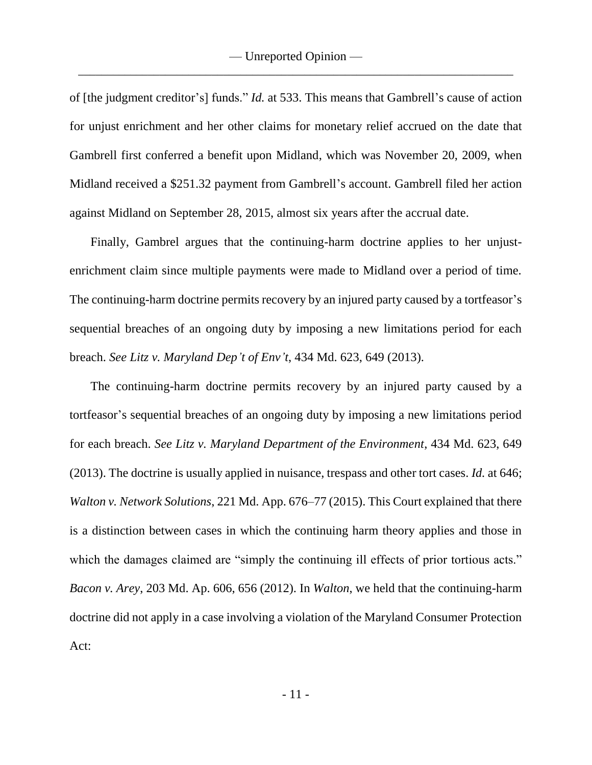of [the judgment creditor's] funds." *Id.* at 533. This means that Gambrell's cause of action for unjust enrichment and her other claims for monetary relief accrued on the date that Gambrell first conferred a benefit upon Midland, which was November 20, 2009, when Midland received a $251.32 payment from Gambrell's account. Gambrell filed her action against Midland on September 28, 2015, almost six years after the accrual date.

Finally, Gambrel argues that the continuing-harm doctrine applies to her unjust-enrichment claim since multiple payments were made to Midland over a period of time. The continuing-harm doctrine permits recovery by an injured party caused by a tortfeasor's sequential breaches of an ongoing duty by imposing a new limitations period for each breach. *See Litz v. Maryland Dep't of Env't*, 434 Md. 623, 649 (2013).

The continuing-harm doctrine permits recovery by an injured party caused by a tortfeasor's sequential breaches of an ongoing duty by imposing a new limitations period for each breach. *See Litz v. Maryland Department of the Environment*, 434 Md. 623, 649 (2013). The doctrine is usually applied in nuisance, trespass and other tort cases. *Id.* at 646; *Walton v. Network Solutions*, 221 Md. App. 676–77 (2015). This Court explained that there is a distinction between cases in which the continuing harm theory applies and those in which the damages claimed are "simply the continuing ill effects of prior tortious acts." *Bacon v. Arey*, 203 Md. Ap. 606, 656 (2012). In *Walton*, we held that the continuing-harm doctrine did not apply in a case involving a violation of the Maryland Consumer Protection Act: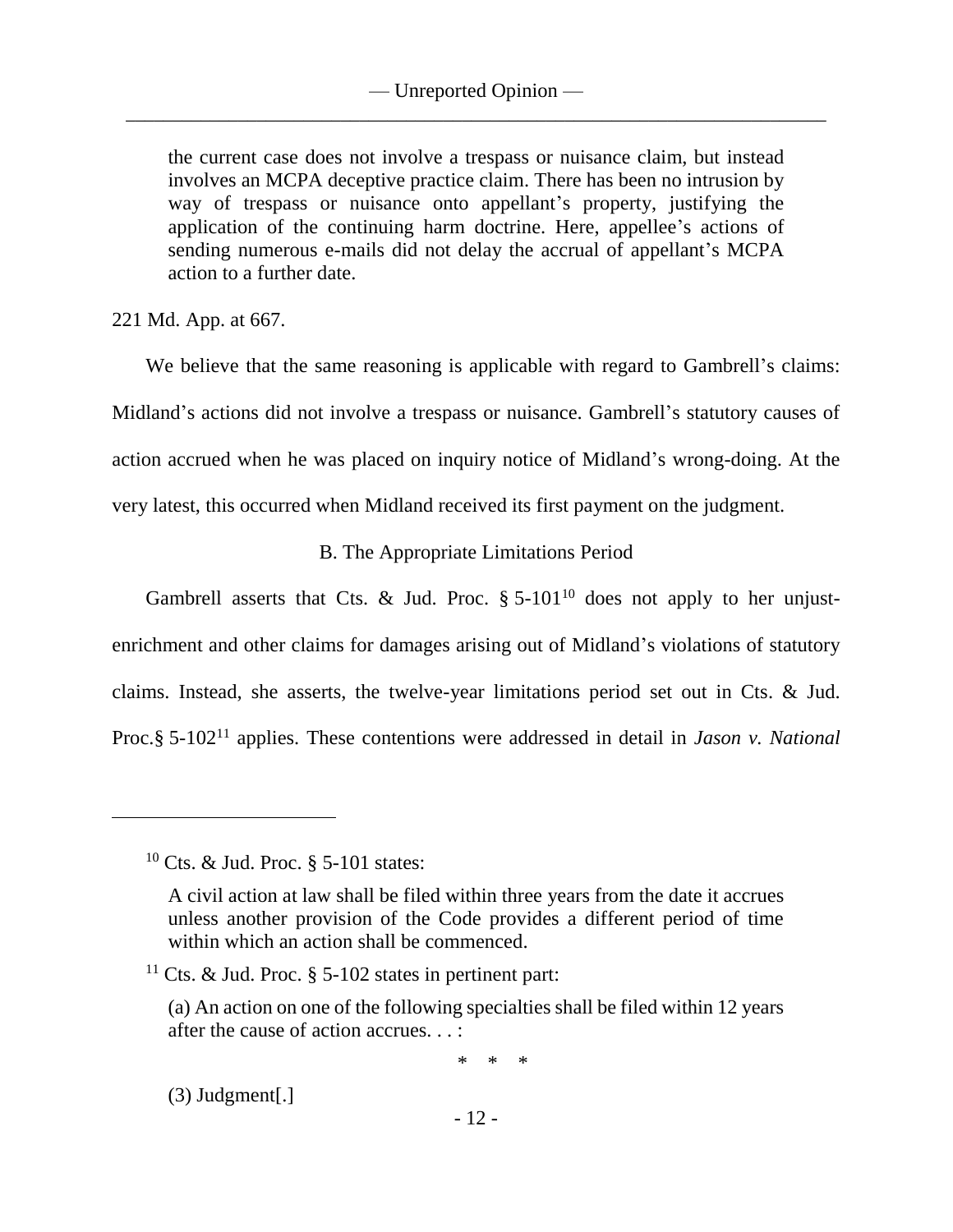> the current case does not involve a trespass or nuisance claim, but instead involves an MCPA deceptive practice claim. There has been no intrusion by way of trespass or nuisance onto appellant's property, justifying the application of the continuing harm doctrine. Here, appellee's actions of sending numerous e-mails did not delay the accrual of appellant's MCPA action to a further date.

221 Md. App. at 667.

We believe that the same reasoning is applicable with regard to Gambrell's claims: Midland's actions did not involve a trespass or nuisance. Gambrell's statutory causes of action accrued when he was placed on inquiry notice of Midland's wrong-doing. At the very latest, this occurred when Midland received its first payment on the judgment.

### B. The Appropriate Limitations Period

Gambrell asserts that Cts. & Jud. Proc. § 5-101[10] does not apply to her unjust-enrichment and other claims for damages arising out of Midland's violations of statutory claims. Instead, she asserts, the twelve-year limitations period set out in Cts. & Jud. Proc.§ 5-102[11] applies. These contentions were addressed in detail in *Jason v. National*

---

[10] Cts. & Jud. Proc. § 5-101 states:

> A civil action at law shall be filed within three years from the date it accrues unless another provision of the Code provides a different period of time within which an action shall be commenced.

[11] Cts. & Jud. Proc. § 5-102 states in pertinent part:

> (a) An action on one of the following specialties shall be filed within 12 years after the cause of action accrues. . . :
>
> \* \* \*
>
> (3) Judgment[.]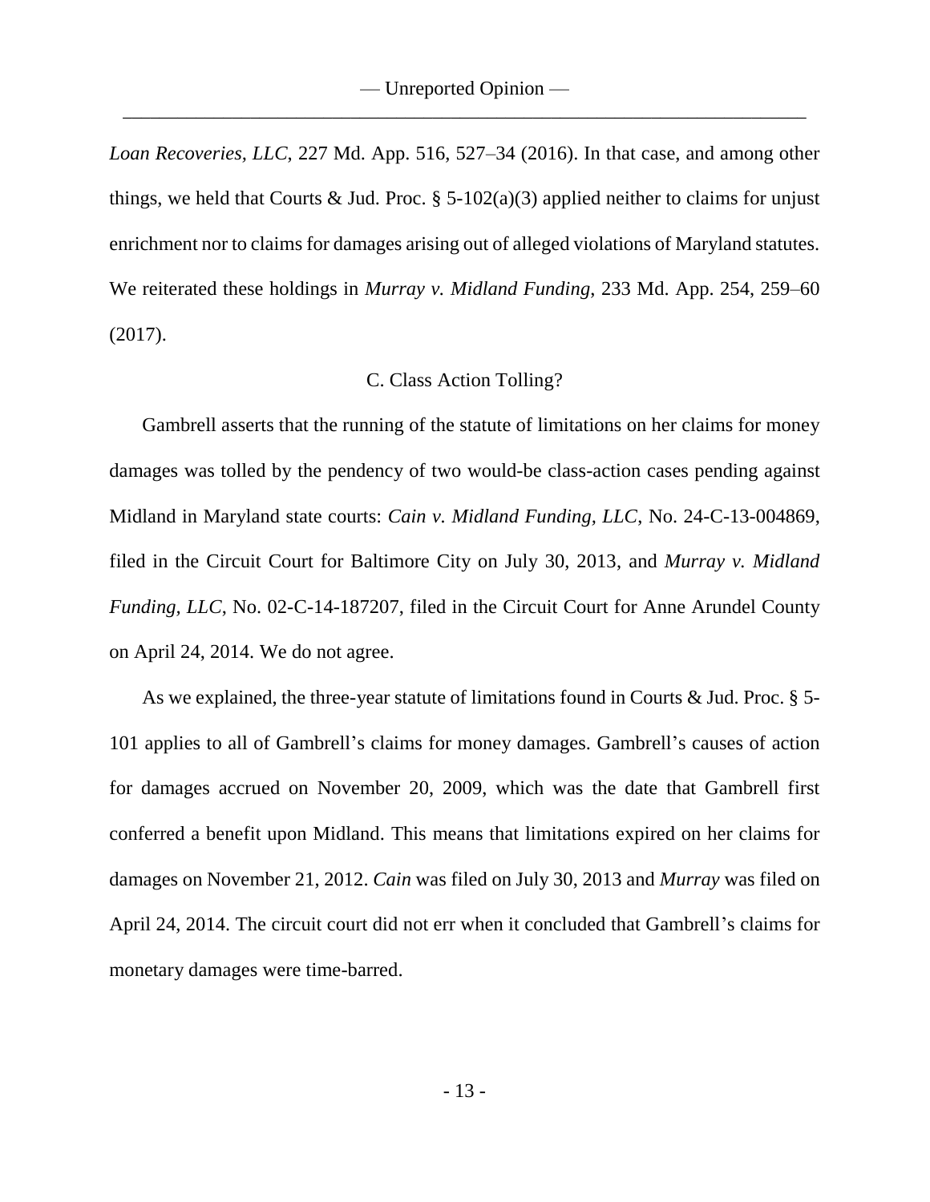*Loan Recoveries, LLC*, 227 Md. App. 516, 527–34 (2016). In that case, and among other things, we held that Courts & Jud. Proc. § 5-102(a)(3) applied neither to claims for unjust enrichment nor to claims for damages arising out of alleged violations of Maryland statutes. We reiterated these holdings in *Murray v. Midland Funding*, 233 Md. App. 254, 259–60 (2017).

C. Class Action Tolling?

Gambrell asserts that the running of the statute of limitations on her claims for money damages was tolled by the pendency of two would-be class-action cases pending against Midland in Maryland state courts: *Cain v. Midland Funding, LLC*, No. 24-C-13-004869, filed in the Circuit Court for Baltimore City on July 30, 2013, and *Murray v. Midland Funding, LLC*, No. 02-C-14-187207, filed in the Circuit Court for Anne Arundel County on April 24, 2014. We do not agree.

As we explained, the three-year statute of limitations found in Courts & Jud. Proc. § 5-101 applies to all of Gambrell's claims for money damages. Gambrell's causes of action for damages accrued on November 20, 2009, which was the date that Gambrell first conferred a benefit upon Midland. This means that limitations expired on her claims for damages on November 21, 2012. *Cain* was filed on July 30, 2013 and *Murray* was filed on April 24, 2014. The circuit court did not err when it concluded that Gambrell's claims for monetary damages were time-barred.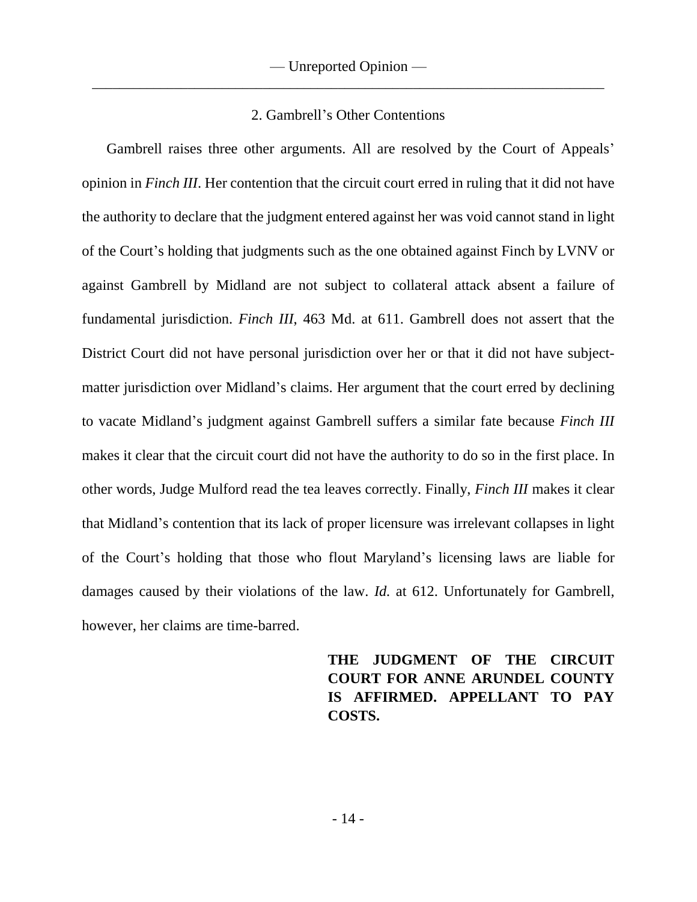### 2. Gambrell's Other Contentions

Gambrell raises three other arguments. All are resolved by the Court of Appeals' opinion in *Finch III*. Her contention that the circuit court erred in ruling that it did not have the authority to declare that the judgment entered against her was void cannot stand in light of the Court's holding that judgments such as the one obtained against Finch by LVNV or against Gambrell by Midland are not subject to collateral attack absent a failure of fundamental jurisdiction. *Finch III*, 463 Md. at 611. Gambrell does not assert that the District Court did not have personal jurisdiction over her or that it did not have subject-matter jurisdiction over Midland's claims. Her argument that the court erred by declining to vacate Midland's judgment against Gambrell suffers a similar fate because *Finch III* makes it clear that the circuit court did not have the authority to do so in the first place. In other words, Judge Mulford read the tea leaves correctly. Finally, *Finch III* makes it clear that Midland's contention that its lack of proper licensure was irrelevant collapses in light of the Court's holding that those who flout Maryland's licensing laws are liable for damages caused by their violations of the law. *Id.* at 612. Unfortunately for Gambrell, however, her claims are time-barred.

**THE JUDGMENT OF THE CIRCUIT COURT FOR ANNE ARUNDEL COUNTY IS AFFIRMED. APPELLANT TO PAY COSTS.**